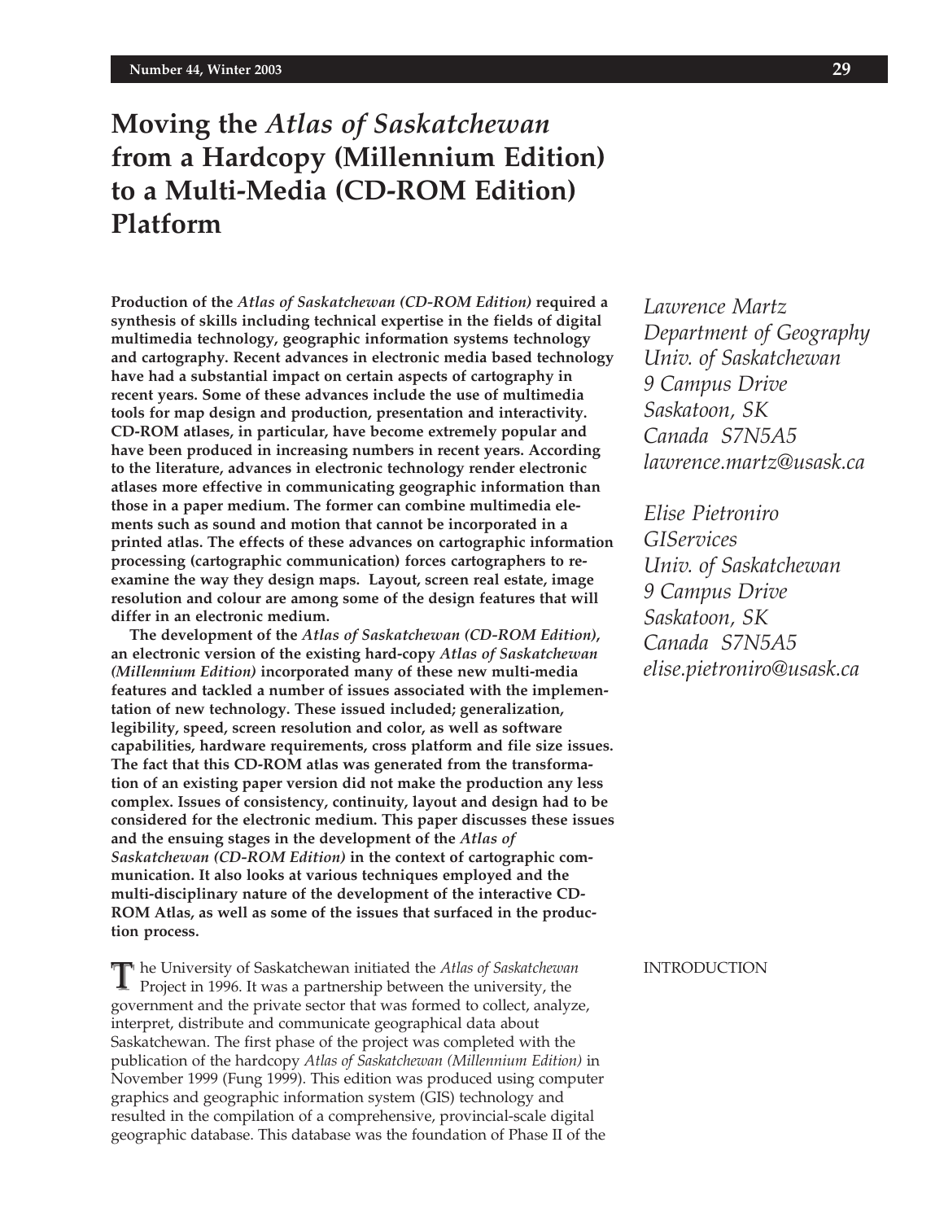# Moving the *Atlas of Saskatchewan* from a Hardcopy (Millennium Edition) to a Multi-Media (CD-ROM Edition) Platform

*Lawrence Martz*
*Department of Geography*
*Univ. of Saskatchewan*
*9 Campus Drive*
*Saskatoon, SK*
*Canada S7N5A5*
*lawrence.martz@usask.ca*

*Elise Pietroniro*
*GIServices*
*Univ. of Saskatchewan*
*9 Campus Drive*
*Saskatoon, SK*
*Canada S7N5A5*
*elise.pietroniro@usask.ca*

**Production of the *Atlas of Saskatchewan (CD-ROM Edition)* required a synthesis of skills including technical expertise in the fields of digital multimedia technology, geographic information systems technology and cartography. Recent advances in electronic media based technology have had a substantial impact on certain aspects of cartography in recent years. Some of these advances include the use of multimedia tools for map design and production, presentation and interactivity. CD-ROM atlases, in particular, have become extremely popular and have been produced in increasing numbers in recent years. According to the literature, advances in electronic technology render electronic atlases more effective in communicating geographic information than those in a paper medium. The former can combine multimedia elements such as sound and motion that cannot be incorporated in a printed atlas. The effects of these advances on cartographic information processing (cartographic communication) forces cartographers to re-examine the way they design maps. Layout, screen real estate, image resolution and colour are among some of the design features that will differ in an electronic medium.**

**The development of the *Atlas of Saskatchewan (CD-ROM Edition)*, an electronic version of the existing hard-copy *Atlas of Saskatchewan (Millennium Edition)* incorporated many of these new multi-media features and tackled a number of issues associated with the implementation of new technology. These issued included; generalization, legibility, speed, screen resolution and color, as well as software capabilities, hardware requirements, cross platform and file size issues. The fact that this CD-ROM atlas was generated from the transformation of an existing paper version did not make the production any less complex. Issues of consistency, continuity, layout and design had to be considered for the electronic medium. This paper discusses these issues and the ensuing stages in the development of the *Atlas of Saskatchewan (CD-ROM Edition)* in the context of cartographic communication. It also looks at various techniques employed and the multi-disciplinary nature of the development of the interactive CD-ROM Atlas, as well as some of the issues that surfaced in the production process.**

## INTRODUCTION

The University of Saskatchewan initiated the *Atlas of Saskatchewan* Project in 1996. It was a partnership between the university, the government and the private sector that was formed to collect, analyze, interpret, distribute and communicate geographical data about Saskatchewan. The first phase of the project was completed with the publication of the hardcopy *Atlas of Saskatchewan (Millennium Edition)* in November 1999 (Fung 1999). This edition was produced using computer graphics and geographic information system (GIS) technology and resulted in the compilation of a comprehensive, provincial-scale digital geographic database. This database was the foundation of Phase II of the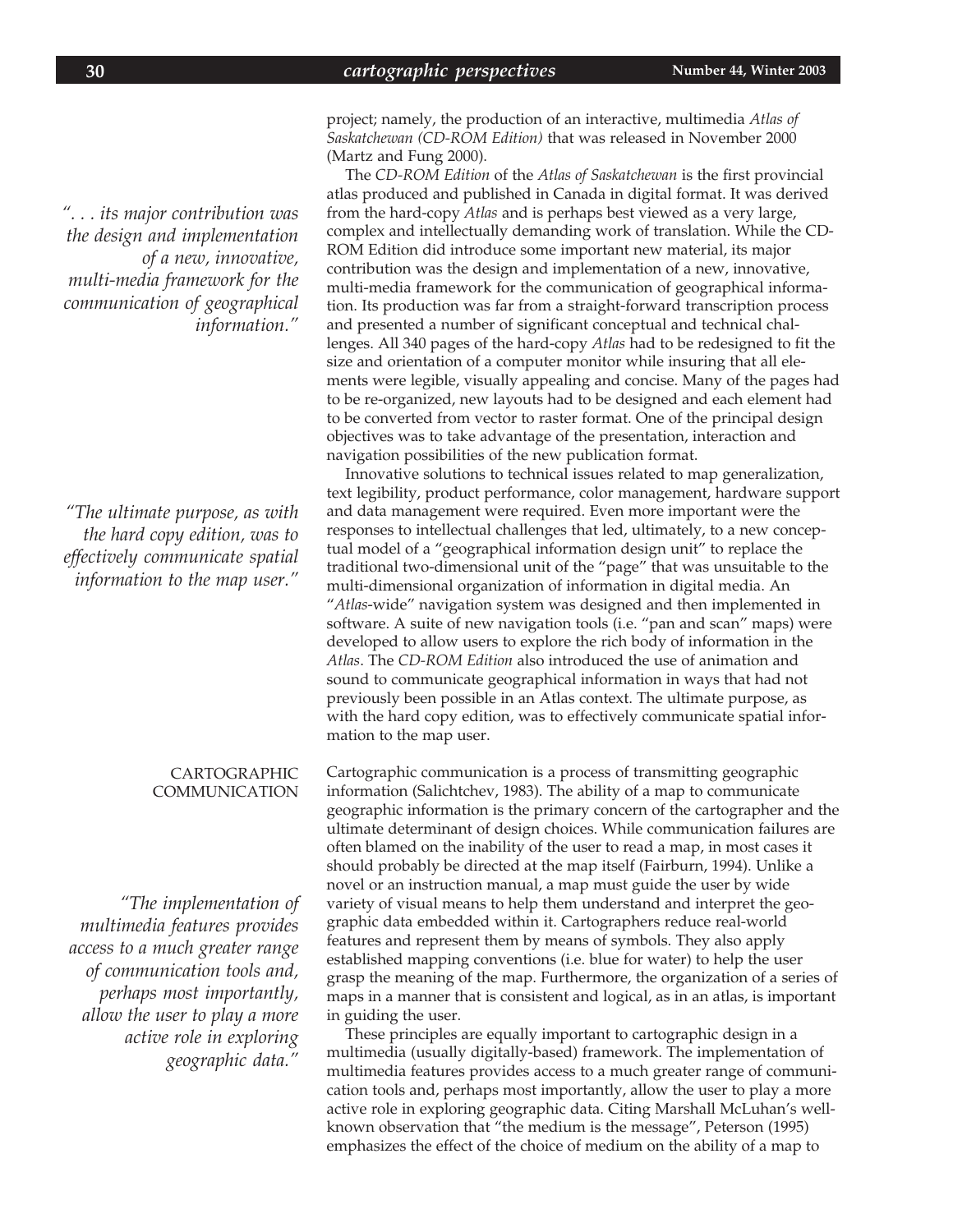project; namely, the production of an interactive, multimedia *Atlas of Saskatchewan (CD-ROM Edition)* that was released in November 2000 (Martz and Fung 2000).

The *CD-ROM Edition* of the *Atlas of Saskatchewan* is the first provincial atlas produced and published in Canada in digital format. It was derived from the hard-copy *Atlas* and is perhaps best viewed as a very large, complex and intellectually demanding work of translation. While the CD-ROM Edition did introduce some important new material, its major contribution was the design and implementation of a new, innovative, multi-media framework for the communication of geographical information. Its production was far from a straight-forward transcription process and presented a number of significant conceptual and technical challenges. All 340 pages of the hard-copy *Atlas* had to be redesigned to fit the size and orientation of a computer monitor while insuring that all elements were legible, visually appealing and concise. Many of the pages had to be re-organized, new layouts had to be designed and each element had to be converted from vector to raster format. One of the principal design objectives was to take advantage of the presentation, interaction and navigation possibilities of the new publication format.

*". . . its major contribution was the design and implementation of a new, innovative, multi-media framework for the communication of geographical information."*

Innovative solutions to technical issues related to map generalization, text legibility, product performance, color management, hardware support and data management were required. Even more important were the responses to intellectual challenges that led, ultimately, to a new conceptual model of a "geographical information design unit" to replace the traditional two-dimensional unit of the "page" that was unsuitable to the multi-dimensional organization of information in digital media. An "*Atlas*-wide" navigation system was designed and then implemented in software. A suite of new navigation tools (i.e. "pan and scan" maps) were developed to allow users to explore the rich body of information in the *Atlas*. The *CD-ROM Edition* also introduced the use of animation and sound to communicate geographical information in ways that had not previously been possible in an Atlas context. The ultimate purpose, as with the hard copy edition, was to effectively communicate spatial information to the map user.

*"The ultimate purpose, as with the hard copy edition, was to effectively communicate spatial information to the map user."*

## CARTOGRAPHIC COMMUNICATION

Cartographic communication is a process of transmitting geographic information (Salichtchev, 1983). The ability of a map to communicate geographic information is the primary concern of the cartographer and the ultimate determinant of design choices. While communication failures are often blamed on the inability of the user to read a map, in most cases it should probably be directed at the map itself (Fairburn, 1994). Unlike a novel or an instruction manual, a map must guide the user by wide variety of visual means to help them understand and interpret the geographic data embedded within it. Cartographers reduce real-world features and represent them by means of symbols. They also apply established mapping conventions (i.e. blue for water) to help the user grasp the meaning of the map. Furthermore, the organization of a series of maps in a manner that is consistent and logical, as in an atlas, is important in guiding the user.

These principles are equally important to cartographic design in a multimedia (usually digitally-based) framework. The implementation of multimedia features provides access to a much greater range of communication tools and, perhaps most importantly, allow the user to play a more active role in exploring geographic data. Citing Marshall McLuhan's well-known observation that "the medium is the message", Peterson (1995) emphasizes the effect of the choice of medium on the ability of a map to

*"The implementation of multimedia features provides access to a much greater range of communication tools and, perhaps most importantly, allow the user to play a more active role in exploring geographic data."*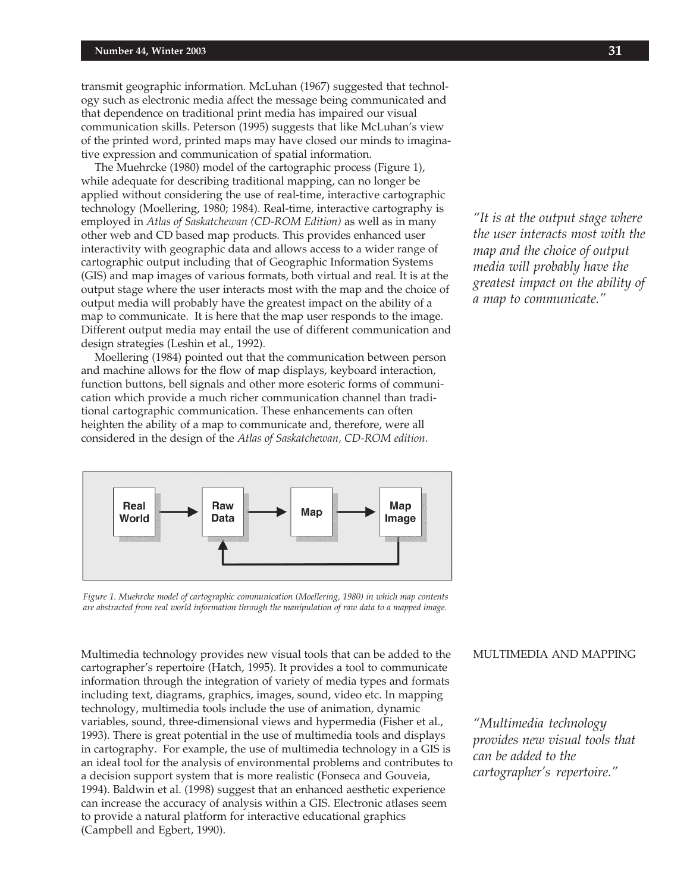transmit geographic information. McLuhan (1967) suggested that technology such as electronic media affect the message being communicated and that dependence on traditional print media has impaired our visual communication skills. Peterson (1995) suggests that like McLuhan's view of the printed word, printed maps may have closed our minds to imaginative expression and communication of spatial information.

The Muehrcke (1980) model of the cartographic process (Figure 1), while adequate for describing traditional mapping, can no longer be applied without considering the use of real-time, interactive cartographic technology (Moellering, 1980; 1984). Real-time, interactive cartography is employed in *Atlas of Saskatchewan (CD-ROM Edition)* as well as in many other web and CD based map products. This provides enhanced user interactivity with geographic data and allows access to a wider range of cartographic output including that of Geographic Information Systems (GIS) and map images of various formats, both virtual and real. It is at the output stage where the user interacts most with the map and the choice of output media will probably have the greatest impact on the ability of a map to communicate. It is here that the map user responds to the image. Different output media may entail the use of different communication and design strategies (Leshin et al., 1992).

*"It is at the output stage where the user interacts most with the map and the choice of output media will probably have the greatest impact on the ability of a map to communicate."*

Moellering (1984) pointed out that the communication between person and machine allows for the flow of map displays, keyboard interaction, function buttons, bell signals and other more esoteric forms of communication which provide a much richer communication channel than traditional cartographic communication. These enhancements can often heighten the ability of a map to communicate and, therefore, were all considered in the design of the *Atlas of Saskatchewan, CD-ROM edition*.

Real World → Raw Data → Map → Map Image

*Figure 1. Muehrcke model of cartographic communication (Moellering, 1980) in which map contents are abstracted from real world information through the manipulation of raw data to a mapped image.*

## MULTIMEDIA AND MAPPING

Multimedia technology provides new visual tools that can be added to the cartographer's repertoire (Hatch, 1995). It provides a tool to communicate information through the integration of variety of media types and formats including text, diagrams, graphics, images, sound, video etc. In mapping technology, multimedia tools include the use of animation, dynamic variables, sound, three-dimensional views and hypermedia (Fisher et al., 1993). There is great potential in the use of multimedia tools and displays in cartography. For example, the use of multimedia technology in a GIS is an ideal tool for the analysis of environmental problems and contributes to a decision support system that is more realistic (Fonseca and Gouveia, 1994). Baldwin et al. (1998) suggest that an enhanced aesthetic experience can increase the accuracy of analysis within a GIS. Electronic atlases seem to provide a natural platform for interactive educational graphics (Campbell and Egbert, 1990).

*"Multimedia technology provides new visual tools that can be added to the cartographer's repertoire."*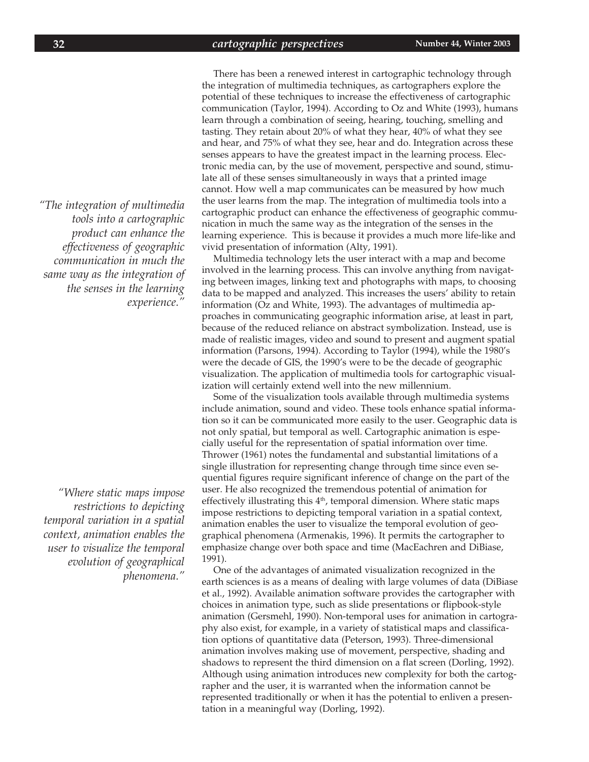There has been a renewed interest in cartographic technology through the integration of multimedia techniques, as cartographers explore the potential of these techniques to increase the effectiveness of cartographic communication (Taylor, 1994). According to Oz and White (1993), humans learn through a combination of seeing, hearing, touching, smelling and tasting. They retain about 20% of what they hear, 40% of what they see and hear, and 75% of what they see, hear and do. Integration across these senses appears to have the greatest impact in the learning process. Electronic media can, by the use of movement, perspective and sound, stimulate all of these senses simultaneously in ways that a printed image cannot. How well a map communicates can be measured by how much the user learns from the map. The integration of multimedia tools into a cartographic product can enhance the effectiveness of geographic communication in much the same way as the integration of the senses in the learning experience. This is because it provides a much more life-like and vivid presentation of information (Alty, 1991).

*"The integration of multimedia tools into a cartographic product can enhance the effectiveness of geographic communication in much the same way as the integration of the senses in the learning experience."*

Multimedia technology lets the user interact with a map and become involved in the learning process. This can involve anything from navigating between images, linking text and photographs with maps, to choosing data to be mapped and analyzed. This increases the users' ability to retain information (Oz and White, 1993). The advantages of multimedia approaches in communicating geographic information arise, at least in part, because of the reduced reliance on abstract symbolization. Instead, use is made of realistic images, video and sound to present and augment spatial information (Parsons, 1994). According to Taylor (1994), while the 1980's were the decade of GIS, the 1990's were to be the decade of geographic visualization. The application of multimedia tools for cartographic visualization will certainly extend well into the new millennium.

Some of the visualization tools available through multimedia systems include animation, sound and video. These tools enhance spatial information so it can be communicated more easily to the user. Geographic data is not only spatial, but temporal as well. Cartographic animation is especially useful for the representation of spatial information over time. Thrower (1961) notes the fundamental and substantial limitations of a single illustration for representing change through time since even sequential figures require significant inference of change on the part of the user. He also recognized the tremendous potential of animation for effectively illustrating this 4th, temporal dimension. Where static maps impose restrictions to depicting temporal variation in a spatial context, animation enables the user to visualize the temporal evolution of geographical phenomena (Armenakis, 1996). It permits the cartographer to emphasize change over both space and time (MacEachren and DiBiase, 1991).

*"Where static maps impose restrictions to depicting temporal variation in a spatial context, animation enables the user to visualize the temporal evolution of geographical phenomena."*

One of the advantages of animated visualization recognized in the earth sciences is as a means of dealing with large volumes of data (DiBiase et al., 1992). Available animation software provides the cartographer with choices in animation type, such as slide presentations or flipbook-style animation (Gersmehl, 1990). Non-temporal uses for animation in cartography also exist, for example, in a variety of statistical maps and classification options of quantitative data (Peterson, 1993). Three-dimensional animation involves making use of movement, perspective, shading and shadows to represent the third dimension on a flat screen (Dorling, 1992). Although using animation introduces new complexity for both the cartographer and the user, it is warranted when the information cannot be represented traditionally or when it has the potential to enliven a presentation in a meaningful way (Dorling, 1992).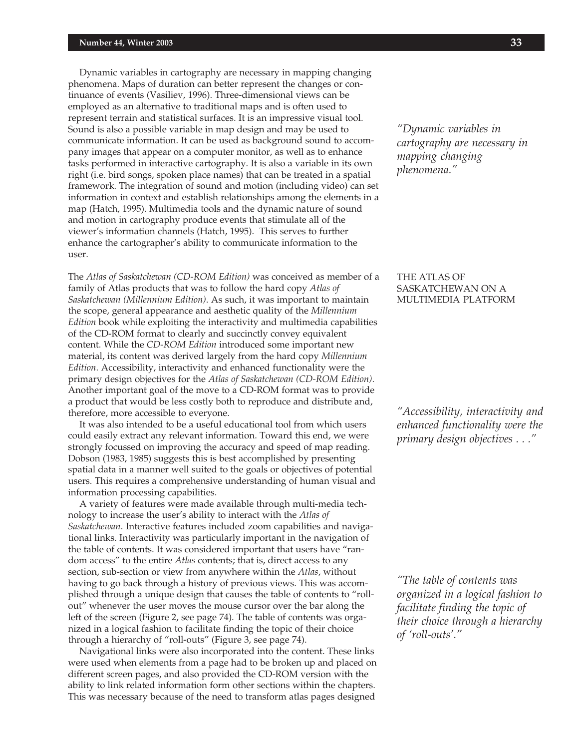Dynamic variables in cartography are necessary in mapping changing phenomena. Maps of duration can better represent the changes or continuance of events (Vasiliev, 1996). Three-dimensional views can be employed as an alternative to traditional maps and is often used to represent terrain and statistical surfaces. It is an impressive visual tool. Sound is also a possible variable in map design and may be used to communicate information. It can be used as background sound to accompany images that appear on a computer monitor, as well as to enhance tasks performed in interactive cartography. It is also a variable in its own right (i.e. bird songs, spoken place names) that can be treated in a spatial framework. The integration of sound and motion (including video) can set information in context and establish relationships among the elements in a map (Hatch, 1995). Multimedia tools and the dynamic nature of sound and motion in cartography produce events that stimulate all of the viewer's information channels (Hatch, 1995). This serves to further enhance the cartographer's ability to communicate information to the user.

*"Dynamic variables in cartography are necessary in mapping changing phenomena."*

## THE ATLAS OF SASKATCHEWAN ON A MULTIMEDIA PLATFORM

The *Atlas of Saskatchewan (CD-ROM Edition)* was conceived as member of a family of Atlas products that was to follow the hard copy *Atlas of Saskatchewan (Millennium Edition)*. As such, it was important to maintain the scope, general appearance and aesthetic quality of the *Millennium Edition* book while exploiting the interactivity and multimedia capabilities of the CD-ROM format to clearly and succinctly convey equivalent content. While the *CD-ROM Edition* introduced some important new material, its content was derived largely from the hard copy *Millennium Edition*. Accessibility, interactivity and enhanced functionality were the primary design objectives for the *Atlas of Saskatchewan (CD-ROM Edition)*. Another important goal of the move to a CD-ROM format was to provide a product that would be less costly both to reproduce and distribute and, therefore, more accessible to everyone.

*"Accessibility, interactivity and enhanced functionality were the primary design objectives . . ."*

It was also intended to be a useful educational tool from which users could easily extract any relevant information. Toward this end, we were strongly focussed on improving the accuracy and speed of map reading. Dobson (1983, 1985) suggests this is best accomplished by presenting spatial data in a manner well suited to the goals or objectives of potential users. This requires a comprehensive understanding of human visual and information processing capabilities.

A variety of features were made available through multi-media technology to increase the user's ability to interact with the *Atlas of Saskatchewan*. Interactive features included zoom capabilities and navigational links. Interactivity was particularly important in the navigation of the table of contents. It was considered important that users have "random access" to the entire *Atlas* contents; that is, direct access to any section, sub-section or view from anywhere within the *Atlas*, without having to go back through a history of previous views. This was accomplished through a unique design that causes the table of contents to "roll-out" whenever the user moves the mouse cursor over the bar along the left of the screen (Figure 2, see page 74). The table of contents was organized in a logical fashion to facilitate finding the topic of their choice through a hierarchy of "roll-outs" (Figure 3, see page 74).

*"The table of contents was organized in a logical fashion to facilitate finding the topic of their choice through a hierarchy of 'roll-outs'."*

Navigational links were also incorporated into the content. These links were used when elements from a page had to be broken up and placed on different screen pages, and also provided the CD-ROM version with the ability to link related information form other sections within the chapters. This was necessary because of the need to transform atlas pages designed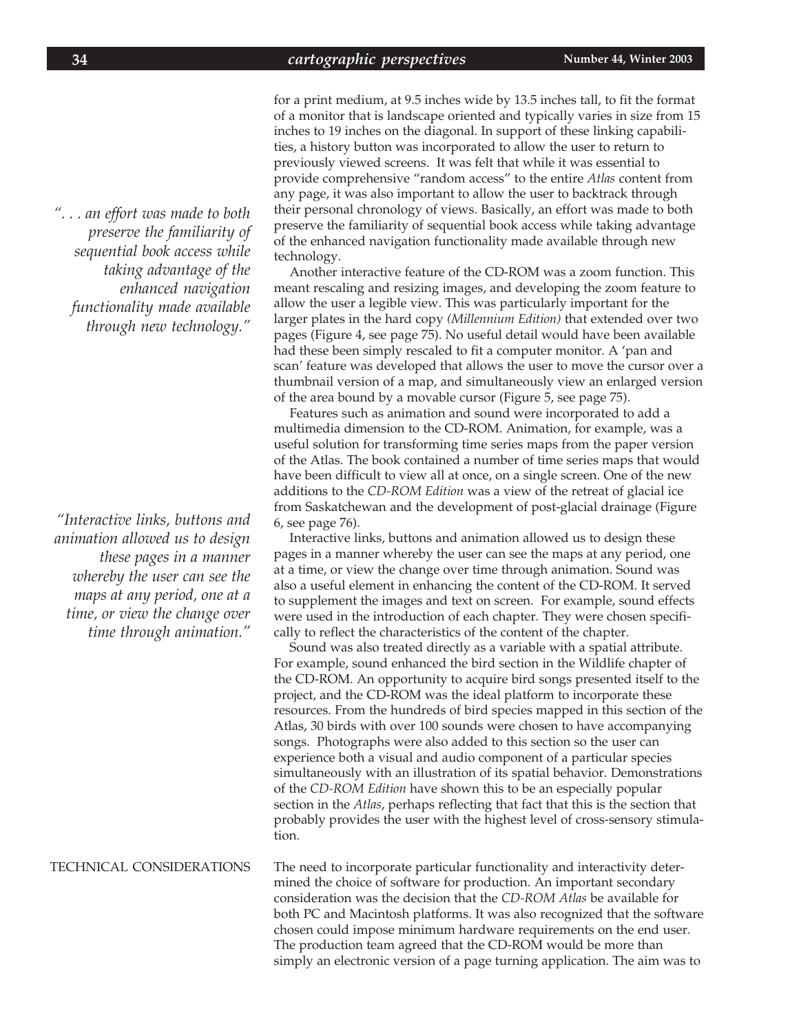for a print medium, at 9.5 inches wide by 13.5 inches tall, to fit the format of a monitor that is landscape oriented and typically varies in size from 15 inches to 19 inches on the diagonal. In support of these linking capabilities, a history button was incorporated to allow the user to return to previously viewed screens. It was felt that while it was essential to provide comprehensive "random access" to the entire *Atlas* content from any page, it was also important to allow the user to backtrack through their personal chronology of views. Basically, an effort was made to both preserve the familiarity of sequential book access while taking advantage of the enhanced navigation functionality made available through new technology.

*". . . an effort was made to both preserve the familiarity of sequential book access while taking advantage of the enhanced navigation functionality made available through new technology."*

Another interactive feature of the CD-ROM was a zoom function. This meant rescaling and resizing images, and developing the zoom feature to allow the user a legible view. This was particularly important for the larger plates in the hard copy *(Millennium Edition)* that extended over two pages (Figure 4, see page 75). No useful detail would have been available had these been simply rescaled to fit a computer monitor. A 'pan and scan' feature was developed that allows the user to move the cursor over a thumbnail version of a map, and simultaneously view an enlarged version of the area bound by a movable cursor (Figure 5, see page 75).

Features such as animation and sound were incorporated to add a multimedia dimension to the CD-ROM. Animation, for example, was a useful solution for transforming time series maps from the paper version of the Atlas. The book contained a number of time series maps that would have been difficult to view all at once, on a single screen. One of the new additions to the *CD-ROM Edition* was a view of the retreat of glacial ice from Saskatchewan and the development of post-glacial drainage (Figure 6, see page 76).

*"Interactive links, buttons and animation allowed us to design these pages in a manner whereby the user can see the maps at any period, one at a time, or view the change over time through animation."*

Interactive links, buttons and animation allowed us to design these pages in a manner whereby the user can see the maps at any period, one at a time, or view the change over time through animation. Sound was also a useful element in enhancing the content of the CD-ROM. It served to supplement the images and text on screen. For example, sound effects were used in the introduction of each chapter. They were chosen specifically to reflect the characteristics of the content of the chapter.

Sound was also treated directly as a variable with a spatial attribute. For example, sound enhanced the bird section in the Wildlife chapter of the CD-ROM. An opportunity to acquire bird songs presented itself to the project, and the CD-ROM was the ideal platform to incorporate these resources. From the hundreds of bird species mapped in this section of the Atlas, 30 birds with over 100 sounds were chosen to have accompanying songs. Photographs were also added to this section so the user can experience both a visual and audio component of a particular species simultaneously with an illustration of its spatial behavior. Demonstrations of the *CD-ROM Edition* have shown this to be an especially popular section in the *Atlas*, perhaps reflecting that fact that this is the section that probably provides the user with the highest level of cross-sensory stimulation.

## TECHNICAL CONSIDERATIONS

The need to incorporate particular functionality and interactivity determined the choice of software for production. An important secondary consideration was the decision that the *CD-ROM Atlas* be available for both PC and Macintosh platforms. It was also recognized that the software chosen could impose minimum hardware requirements on the end user. The production team agreed that the CD-ROM would be more than simply an electronic version of a page turning application. The aim was to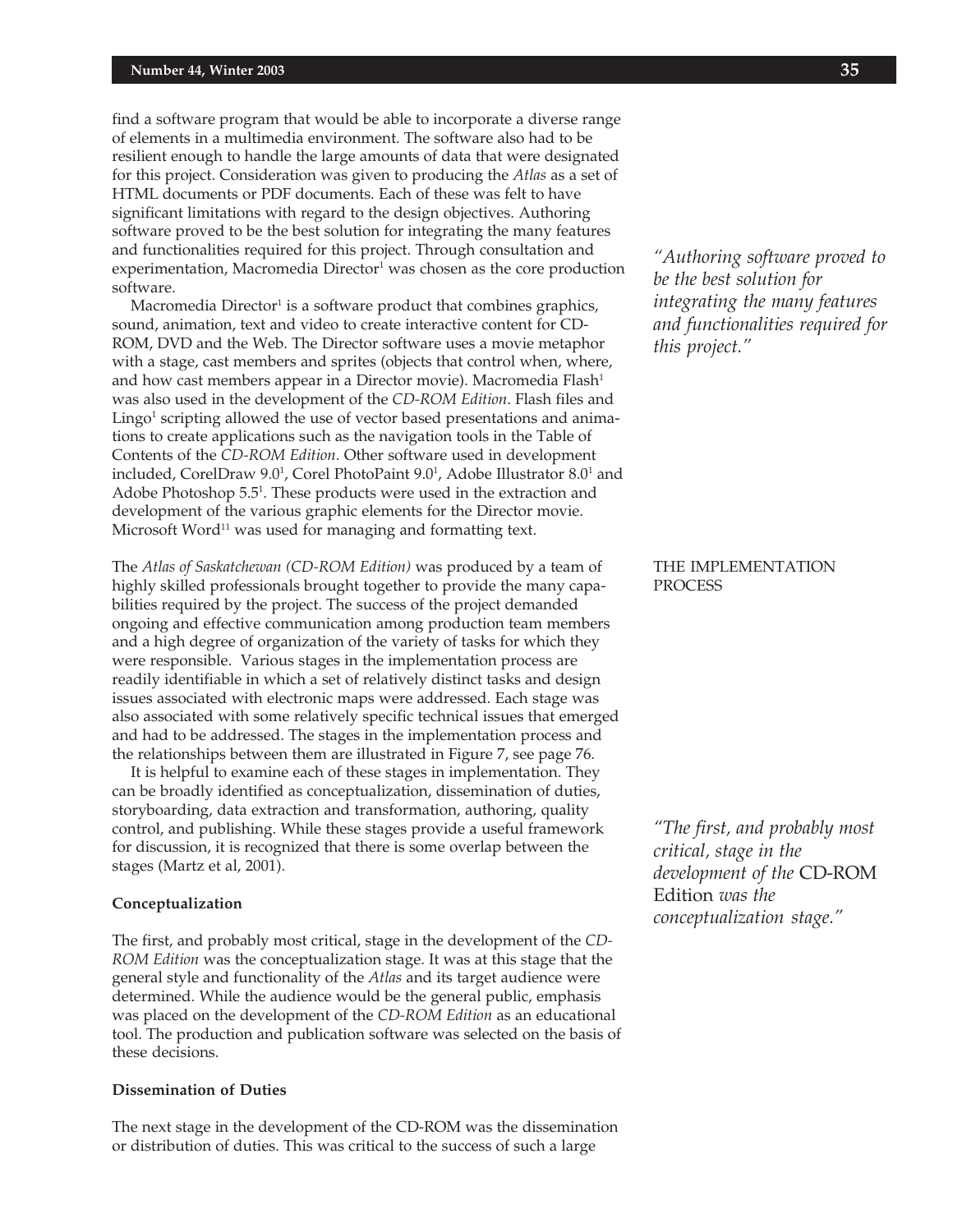find a software program that would be able to incorporate a diverse range of elements in a multimedia environment. The software also had to be resilient enough to handle the large amounts of data that were designated for this project. Consideration was given to producing the *Atlas* as a set of HTML documents or PDF documents. Each of these was felt to have significant limitations with regard to the design objectives. Authoring software proved to be the best solution for integrating the many features and functionalities required for this project. Through consultation and experimentation, Macromedia Director[1] was chosen as the core production software.

*"Authoring software proved to be the best solution for integrating the many features and functionalities required for this project."*

Macromedia Director[1] is a software product that combines graphics, sound, animation, text and video to create interactive content for CD-ROM, DVD and the Web. The Director software uses a movie metaphor with a stage, cast members and sprites (objects that control when, where, and how cast members appear in a Director movie). Macromedia Flash[1] was also used in the development of the *CD-ROM Edition*. Flash files and Lingo[1] scripting allowed the use of vector based presentations and animations to create applications such as the navigation tools in the Table of Contents of the *CD-ROM Edition*. Other software used in development included, CorelDraw 9.0[1], Corel PhotoPaint 9.0[1], Adobe Illustrator 8.0[1] and Adobe Photoshop 5.5[1]. These products were used in the extraction and development of the various graphic elements for the Director movie. Microsoft Word[11] was used for managing and formatting text.

## THE IMPLEMENTATION PROCESS

The *Atlas of Saskatchewan (CD-ROM Edition)* was produced by a team of highly skilled professionals brought together to provide the many capabilities required by the project. The success of the project demanded ongoing and effective communication among production team members and a high degree of organization of the variety of tasks for which they were responsible. Various stages in the implementation process are readily identifiable in which a set of relatively distinct tasks and design issues associated with electronic maps were addressed. Each stage was also associated with some relatively specific technical issues that emerged and had to be addressed. The stages in the implementation process and the relationships between them are illustrated in Figure 7, see page 76.

It is helpful to examine each of these stages in implementation. They can be broadly identified as conceptualization, dissemination of duties, storyboarding, data extraction and transformation, authoring, quality control, and publishing. While these stages provide a useful framework for discussion, it is recognized that there is some overlap between the stages (Martz et al, 2001).

*"The first, and probably most critical, stage in the development of the* CD-ROM Edition *was the conceptualization stage."*

### Conceptualization

The first, and probably most critical, stage in the development of the *CD-ROM Edition* was the conceptualization stage. It was at this stage that the general style and functionality of the *Atlas* and its target audience were determined. While the audience would be the general public, emphasis was placed on the development of the *CD-ROM Edition* as an educational tool. The production and publication software was selected on the basis of these decisions.

### Dissemination of Duties

The next stage in the development of the CD-ROM was the dissemination or distribution of duties. This was critical to the success of such a large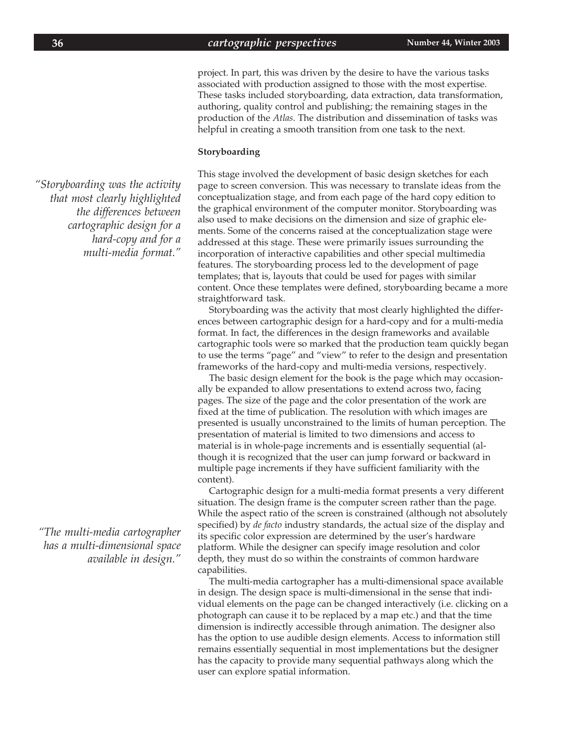project. In part, this was driven by the desire to have the various tasks associated with production assigned to those with the most expertise. These tasks included storyboarding, data extraction, data transformation, authoring, quality control and publishing; the remaining stages in the production of the *Atlas*. The distribution and dissemination of tasks was helpful in creating a smooth transition from one task to the next.

**Storyboarding**

*"Storyboarding was the activity that most clearly highlighted the differences between cartographic design for a hard-copy and for a multi-media format."*

This stage involved the development of basic design sketches for each page to screen conversion. This was necessary to translate ideas from the conceptualization stage, and from each page of the hard copy edition to the graphical environment of the computer monitor. Storyboarding was also used to make decisions on the dimension and size of graphic elements. Some of the concerns raised at the conceptualization stage were addressed at this stage. These were primarily issues surrounding the incorporation of interactive capabilities and other special multimedia features. The storyboarding process led to the development of page templates; that is, layouts that could be used for pages with similar content. Once these templates were defined, storyboarding became a more straightforward task.

Storyboarding was the activity that most clearly highlighted the differences between cartographic design for a hard-copy and for a multi-media format. In fact, the differences in the design frameworks and available cartographic tools were so marked that the production team quickly began to use the terms "page" and "view" to refer to the design and presentation frameworks of the hard-copy and multi-media versions, respectively.

The basic design element for the book is the page which may occasionally be expanded to allow presentations to extend across two, facing pages. The size of the page and the color presentation of the work are fixed at the time of publication. The resolution with which images are presented is usually unconstrained to the limits of human perception. The presentation of material is limited to two dimensions and access to material is in whole-page increments and is essentially sequential (although it is recognized that the user can jump forward or backward in multiple page increments if they have sufficient familiarity with the content).

*"The multi-media cartographer has a multi-dimensional space available in design."*

Cartographic design for a multi-media format presents a very different situation. The design frame is the computer screen rather than the page. While the aspect ratio of the screen is constrained (although not absolutely specified) by *de facto* industry standards, the actual size of the display and its specific color expression are determined by the user's hardware platform. While the designer can specify image resolution and color depth, they must do so within the constraints of common hardware capabilities.

The multi-media cartographer has a multi-dimensional space available in design. The design space is multi-dimensional in the sense that individual elements on the page can be changed interactively (i.e. clicking on a photograph can cause it to be replaced by a map etc.) and that the time dimension is indirectly accessible through animation. The designer also has the option to use audible design elements. Access to information still remains essentially sequential in most implementations but the designer has the capacity to provide many sequential pathways along which the user can explore spatial information.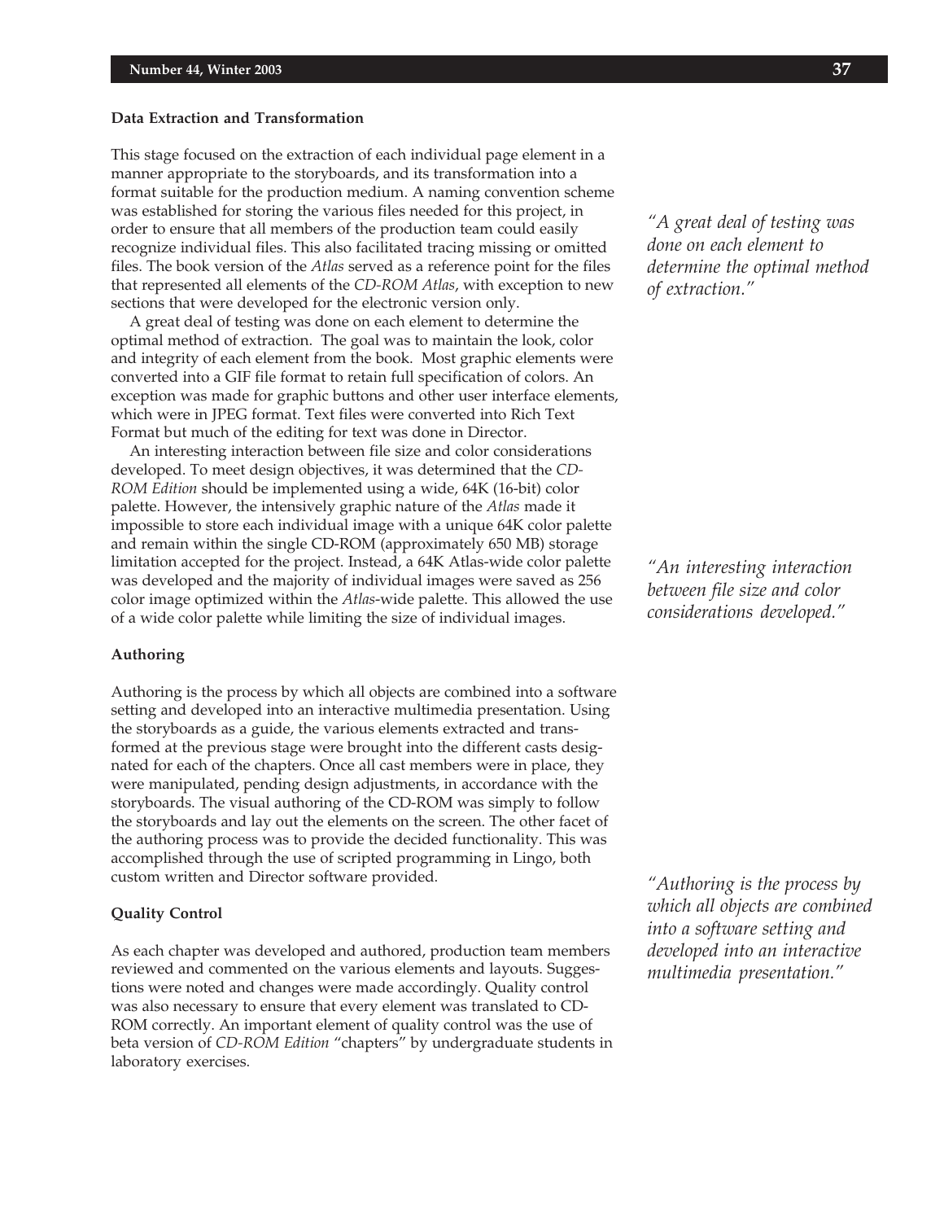### Data Extraction and Transformation

This stage focused on the extraction of each individual page element in a manner appropriate to the storyboards, and its transformation into a format suitable for the production medium. A naming convention scheme was established for storing the various files needed for this project, in order to ensure that all members of the production team could easily recognize individual files. This also facilitated tracing missing or omitted files. The book version of the *Atlas* served as a reference point for the files that represented all elements of the *CD-ROM Atlas*, with exception to new sections that were developed for the electronic version only.

A great deal of testing was done on each element to determine the optimal method of extraction. The goal was to maintain the look, color and integrity of each element from the book. Most graphic elements were converted into a GIF file format to retain full specification of colors. An exception was made for graphic buttons and other user interface elements, which were in JPEG format. Text files were converted into Rich Text Format but much of the editing for text was done in Director.

An interesting interaction between file size and color considerations developed. To meet design objectives, it was determined that the *CD-ROM Edition* should be implemented using a wide, 64K (16-bit) color palette. However, the intensively graphic nature of the *Atlas* made it impossible to store each individual image with a unique 64K color palette and remain within the single CD-ROM (approximately 650 MB) storage limitation accepted for the project. Instead, a 64K Atlas-wide color palette was developed and the majority of individual images were saved as 256 color image optimized within the *Atlas*-wide palette. This allowed the use of a wide color palette while limiting the size of individual images.

*"A great deal of testing was done on each element to determine the optimal method of extraction."*

*"An interesting interaction between file size and color considerations developed."*

### Authoring

Authoring is the process by which all objects are combined into a software setting and developed into an interactive multimedia presentation. Using the storyboards as a guide, the various elements extracted and transformed at the previous stage were brought into the different casts designated for each of the chapters. Once all cast members were in place, they were manipulated, pending design adjustments, in accordance with the storyboards. The visual authoring of the CD-ROM was simply to follow the storyboards and lay out the elements on the screen. The other facet of the authoring process was to provide the decided functionality. This was accomplished through the use of scripted programming in Lingo, both custom written and Director software provided.

*"Authoring is the process by which all objects are combined into a software setting and developed into an interactive multimedia presentation."*

### Quality Control

As each chapter was developed and authored, production team members reviewed and commented on the various elements and layouts. Suggestions were noted and changes were made accordingly. Quality control was also necessary to ensure that every element was translated to CD-ROM correctly. An important element of quality control was the use of beta version of *CD-ROM Edition* "chapters" by undergraduate students in laboratory exercises.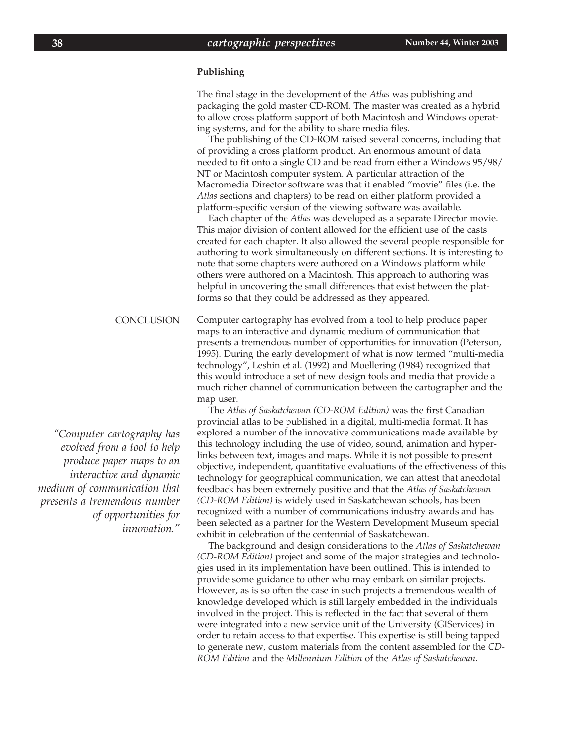### Publishing

The final stage in the development of the *Atlas* was publishing and packaging the gold master CD-ROM. The master was created as a hybrid to allow cross platform support of both Macintosh and Windows operating systems, and for the ability to share media files.

The publishing of the CD-ROM raised several concerns, including that of providing a cross platform product. An enormous amount of data needed to fit onto a single CD and be read from either a Windows 95/98/NT or Macintosh computer system. A particular attraction of the Macromedia Director software was that it enabled "movie" files (i.e. the *Atlas* sections and chapters) to be read on either platform provided a platform-specific version of the viewing software was available.

Each chapter of the *Atlas* was developed as a separate Director movie. This major division of content allowed for the efficient use of the casts created for each chapter. It also allowed the several people responsible for authoring to work simultaneously on different sections. It is interesting to note that some chapters were authored on a Windows platform while others were authored on a Macintosh. This approach to authoring was helpful in uncovering the small differences that exist between the platforms so that they could be addressed as they appeared.

## CONCLUSION

Computer cartography has evolved from a tool to help produce paper maps to an interactive and dynamic medium of communication that presents a tremendous number of opportunities for innovation (Peterson, 1995). During the early development of what is now termed "multi-media technology", Leshin et al. (1992) and Moellering (1984) recognized that this would introduce a set of new design tools and media that provide a much richer channel of communication between the cartographer and the map user.

The *Atlas of Saskatchewan (CD-ROM Edition)* was the first Canadian provincial atlas to be published in a digital, multi-media format. It has explored a number of the innovative communications made available by this technology including the use of video, sound, animation and hyperlinks between text, images and maps. While it is not possible to present objective, independent, quantitative evaluations of the effectiveness of this technology for geographical communication, we can attest that anecdotal feedback has been extremely positive and that the *Atlas of Saskatchewan (CD-ROM Edition)* is widely used in Saskatchewan schools, has been recognized with a number of communications industry awards and has been selected as a partner for the Western Development Museum special exhibit in celebration of the centennial of Saskatchewan.

*"Computer cartography has evolved from a tool to help produce paper maps to an interactive and dynamic medium of communication that presents a tremendous number of opportunities for innovation."*

The background and design considerations to the *Atlas of Saskatchewan (CD-ROM Edition)* project and some of the major strategies and technologies used in its implementation have been outlined. This is intended to provide some guidance to other who may embark on similar projects. However, as is so often the case in such projects a tremendous wealth of knowledge developed which is still largely embedded in the individuals involved in the project. This is reflected in the fact that several of them were integrated into a new service unit of the University (GIServices) in order to retain access to that expertise. This expertise is still being tapped to generate new, custom materials from the content assembled for the *CD-ROM Edition* and the *Millennium Edition* of the *Atlas of Saskatchewan*.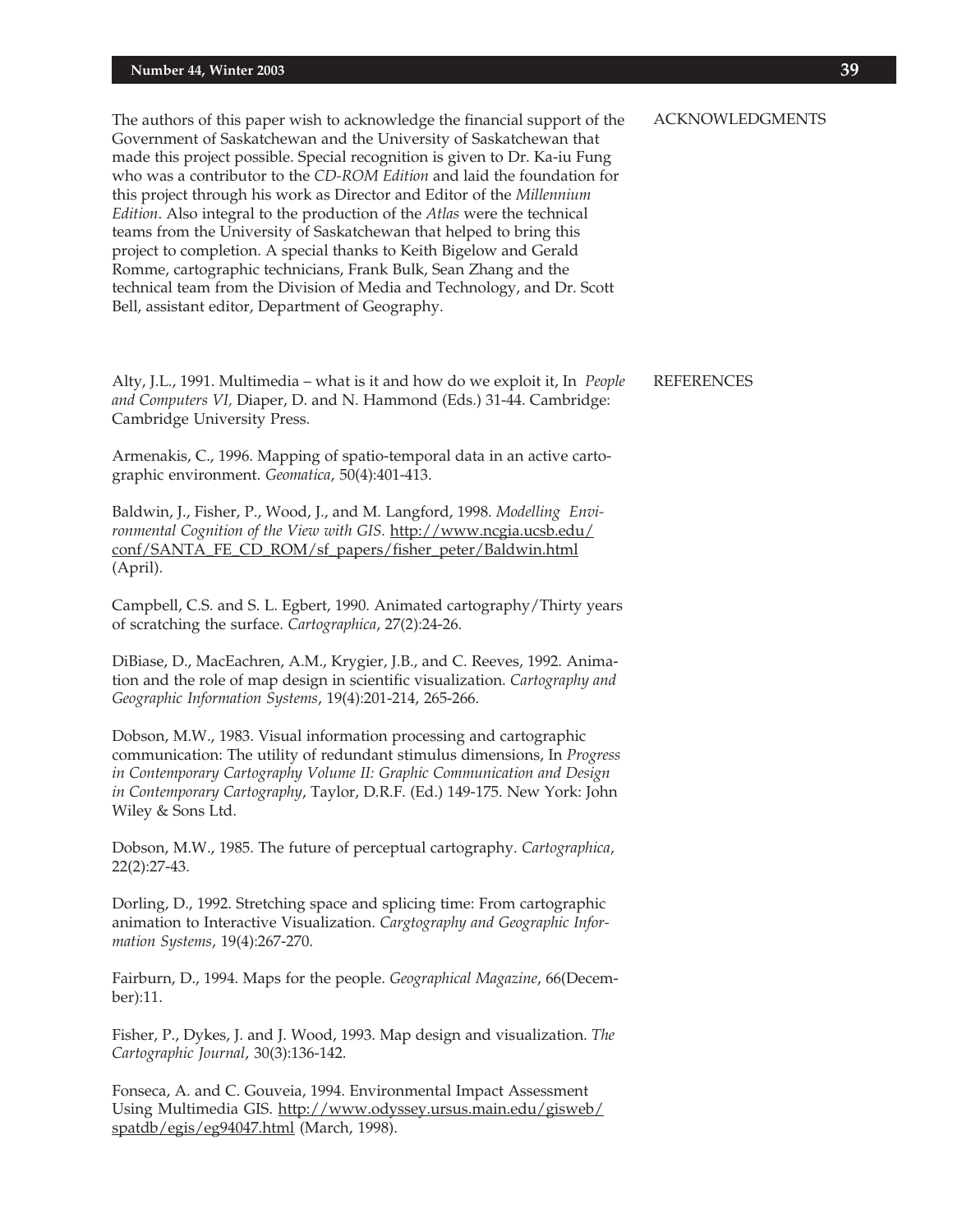## ACKNOWLEDGMENTS

The authors of this paper wish to acknowledge the financial support of the Government of Saskatchewan and the University of Saskatchewan that made this project possible. Special recognition is given to Dr. Ka-iu Fung who was a contributor to the *CD-ROM Edition* and laid the foundation for this project through his work as Director and Editor of the *Millennium Edition*. Also integral to the production of the *Atlas* were the technical teams from the University of Saskatchewan that helped to bring this project to completion. A special thanks to Keith Bigelow and Gerald Romme, cartographic technicians, Frank Bulk, Sean Zhang and the technical team from the Division of Media and Technology, and Dr. Scott Bell, assistant editor, Department of Geography.

## REFERENCES

Alty, J.L., 1991. Multimedia – what is it and how do we exploit it, In *People and Computers VI*, Diaper, D. and N. Hammond (Eds.) 31-44. Cambridge: Cambridge University Press.

Armenakis, C., 1996. Mapping of spatio-temporal data in an active cartographic environment. *Geomatica*, 50(4):401-413.

Baldwin, J., Fisher, P., Wood, J., and M. Langford, 1998. *Modelling Environmental Cognition of the View with GIS*. http://www.ncgia.ucsb.edu/conf/SANTA_FE_CD_ROM/sf_papers/fisher_peter/Baldwin.html (April).

Campbell, C.S. and S. L. Egbert, 1990. Animated cartography/Thirty years of scratching the surface. *Cartographica*, 27(2):24-26.

DiBiase, D., MacEachren, A.M., Krygier, J.B., and C. Reeves, 1992. Animation and the role of map design in scientific visualization. *Cartography and Geographic Information Systems*, 19(4):201-214, 265-266.

Dobson, M.W., 1983. Visual information processing and cartographic communication: The utility of redundant stimulus dimensions, In *Progress in Contemporary Cartography Volume II: Graphic Communication and Design in Contemporary Cartography*, Taylor, D.R.F. (Ed.) 149-175. New York: John Wiley & Sons Ltd.

Dobson, M.W., 1985. The future of perceptual cartography. *Cartographica*, 22(2):27-43.

Dorling, D., 1992. Stretching space and splicing time: From cartographic animation to Interactive Visualization. *Cargtography and Geographic Information Systems*, 19(4):267-270.

Fairburn, D., 1994. Maps for the people. *Geographical Magazine*, 66(December):11.

Fisher, P., Dykes, J. and J. Wood, 1993. Map design and visualization. *The Cartographic Journal*, 30(3):136-142.

Fonseca, A. and C. Gouveia, 1994. Environmental Impact Assessment Using Multimedia GIS. http://www.odyssey.ursus.main.edu/gisweb/spatdb/egis/eg94047.html (March, 1998).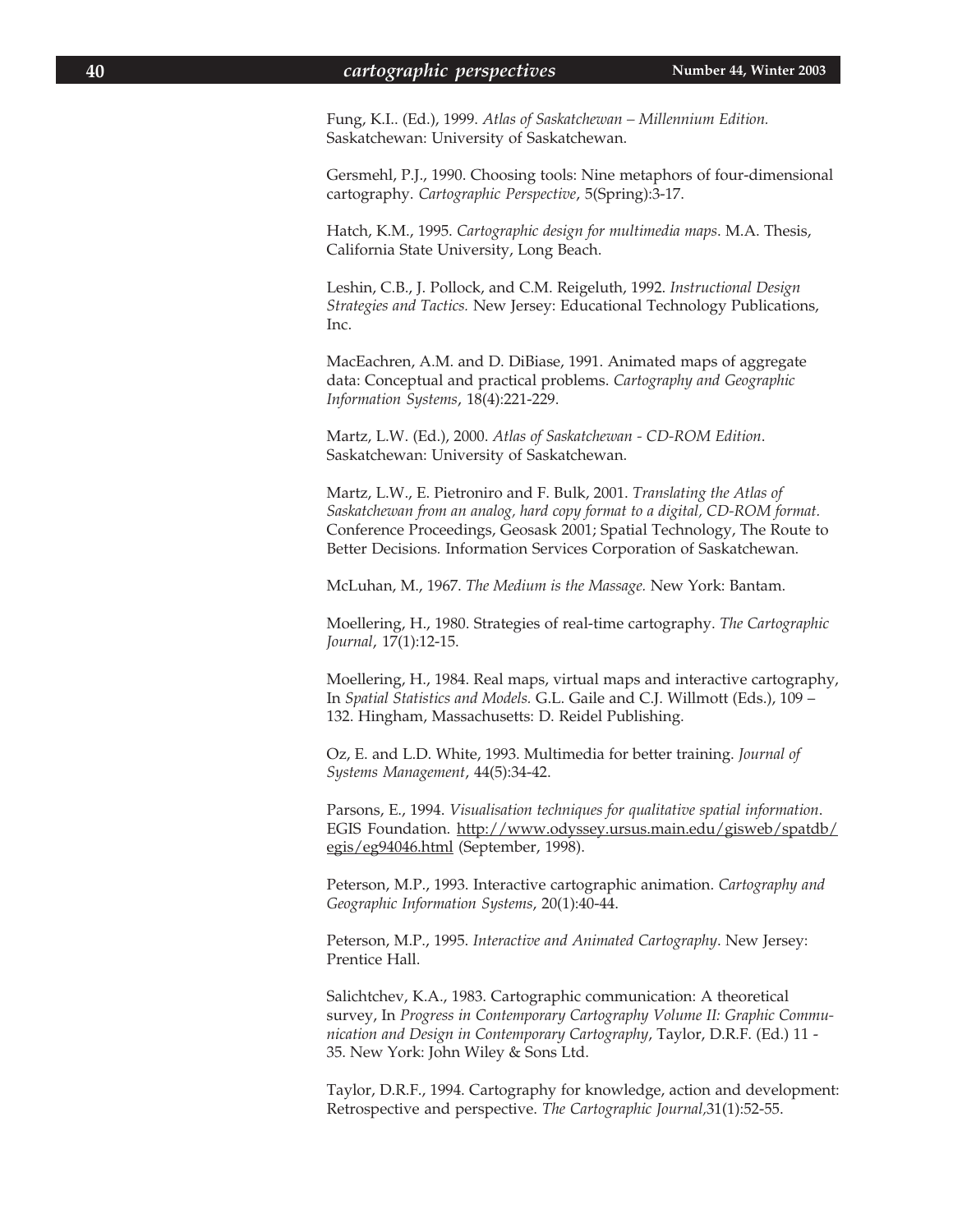Fung, K.I.. (Ed.), 1999. *Atlas of Saskatchewan – Millennium Edition.* Saskatchewan: University of Saskatchewan.

Gersmehl, P.J., 1990. Choosing tools: Nine metaphors of four-dimensional cartography. *Cartographic Perspective*, 5(Spring):3-17.

Hatch, K.M., 1995. *Cartographic design for multimedia maps*. M.A. Thesis, California State University, Long Beach.

Leshin, C.B., J. Pollock, and C.M. Reigeluth, 1992. *Instructional Design Strategies and Tactics.* New Jersey: Educational Technology Publications, Inc.

MacEachren, A.M. and D. DiBiase, 1991. Animated maps of aggregate data: Conceptual and practical problems. *Cartography and Geographic Information Systems*, 18(4):221-229.

Martz, L.W. (Ed.), 2000. *Atlas of Saskatchewan - CD-ROM Edition*. Saskatchewan: University of Saskatchewan.

Martz, L.W., E. Pietroniro and F. Bulk, 2001. *Translating the Atlas of Saskatchewan from an analog, hard copy format to a digital, CD-ROM format.* Conference Proceedings, Geosask 2001; Spatial Technology, The Route to Better Decisions. Information Services Corporation of Saskatchewan.

McLuhan, M., 1967. *The Medium is the Massage.* New York: Bantam.

Moellering, H., 1980. Strategies of real-time cartography. *The Cartographic Journal*, 17(1):12-15.

Moellering, H., 1984. Real maps, virtual maps and interactive cartography, In *Spatial Statistics and Models.* G.L. Gaile and C.J. Willmott (Eds.), 109 – 132. Hingham, Massachusetts: D. Reidel Publishing.

Oz, E. and L.D. White, 1993. Multimedia for better training. *Journal of Systems Management*, 44(5):34-42.

Parsons, E., 1994. *Visualisation techniques for qualitative spatial information*. EGIS Foundation. http://www.odyssey.ursus.main.edu/gisweb/spatdb/egis/eg94046.html (September, 1998).

Peterson, M.P., 1993. Interactive cartographic animation. *Cartography and Geographic Information Systems*, 20(1):40-44.

Peterson, M.P., 1995. *Interactive and Animated Cartography*. New Jersey: Prentice Hall.

Salichtchev, K.A., 1983. Cartographic communication: A theoretical survey, In *Progress in Contemporary Cartography Volume II: Graphic Communication and Design in Contemporary Cartography*, Taylor, D.R.F. (Ed.) 11 - 35. New York: John Wiley & Sons Ltd.

Taylor, D.R.F., 1994. Cartography for knowledge, action and development: Retrospective and perspective. *The Cartographic Journal*,31(1):52-55.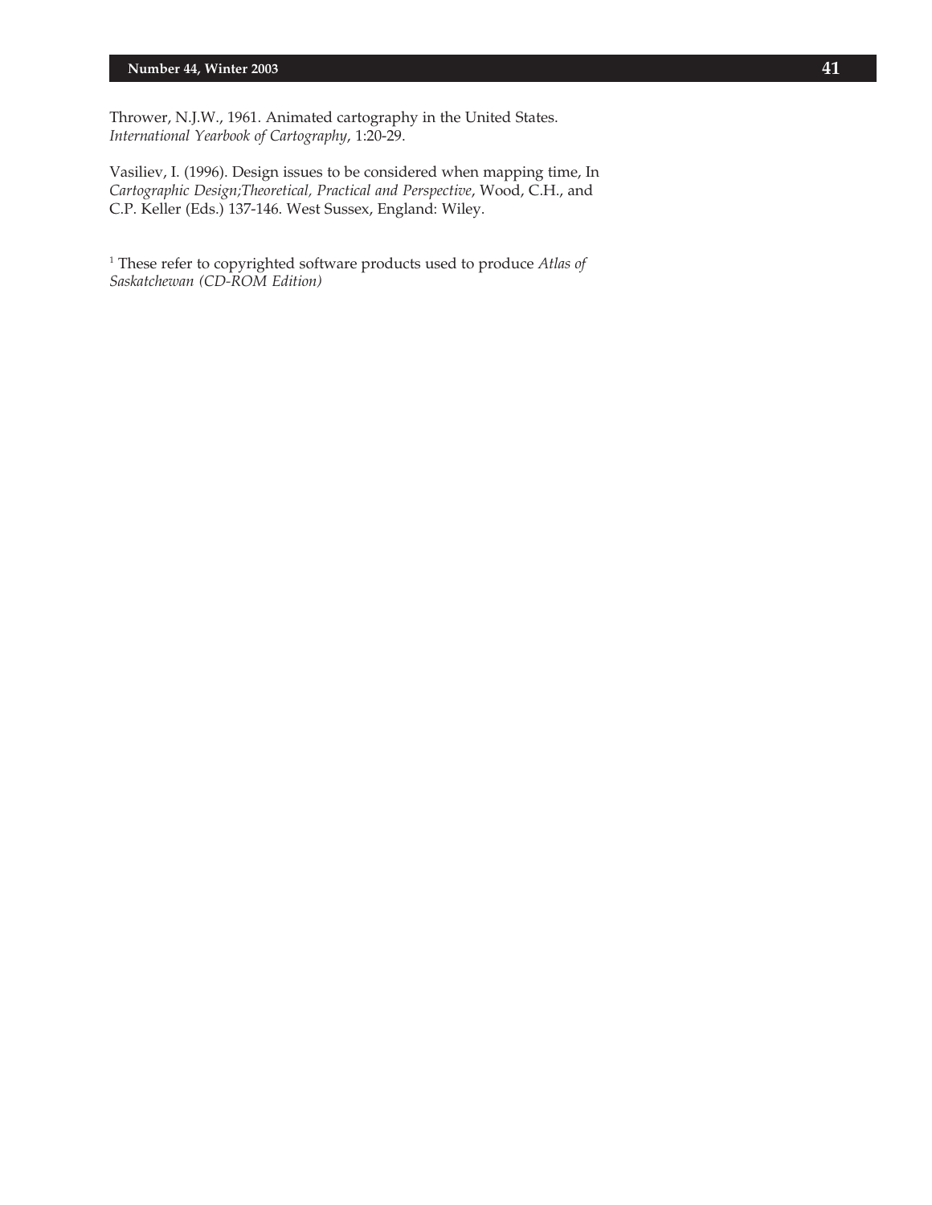Thrower, N.J.W., 1961. Animated cartography in the United States. *International Yearbook of Cartography*, 1:20-29.

Vasiliev, I. (1996). Design issues to be considered when mapping time, In *Cartographic Design;Theoretical, Practical and Perspective*, Wood, C.H., and C.P. Keller (Eds.) 137-146. West Sussex, England: Wiley.

[1] These refer to copyrighted software products used to produce *Atlas of Saskatchewan (CD-ROM Edition)*